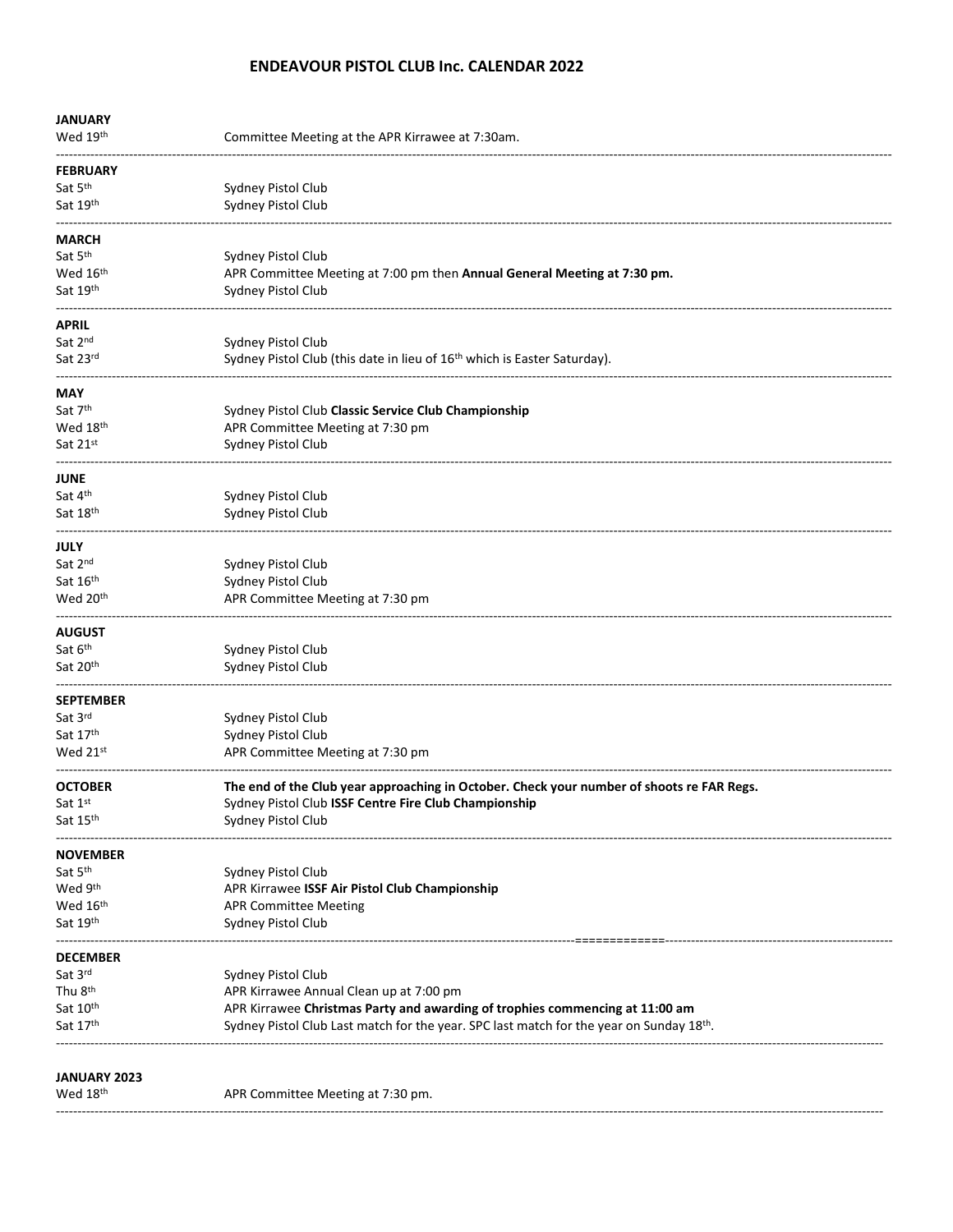# ENDEAVOUR PISTOL CLUB Inc. CALENDAR 2022

**JANUARY**

Wed 19th — Committee Meeting at the APR Kirrawee at 7:30am.

---

**FEBRUARY**

Sat 5th — Sydney Pistol Club

Sat 19th — Sydney Pistol Club

---

**MARCH**

Sat 5th — Sydney Pistol Club

Wed 16th — APR Committee Meeting at 7:00 pm then **Annual General Meeting at 7:30 pm.**

Sat 19th — Sydney Pistol Club

---

**APRIL**

Sat 2nd — Sydney Pistol Club

Sat 23rd — Sydney Pistol Club (this date in lieu of 16th which is Easter Saturday).

---

**MAY**

Sat 7th — Sydney Pistol Club **Classic Service Club Championship**

Wed 18th — APR Committee Meeting at 7:30 pm

Sat 21st — Sydney Pistol Club

---

**JUNE**

Sat 4th — Sydney Pistol Club

Sat 18th — Sydney Pistol Club

---

**JULY**

Sat 2nd — Sydney Pistol Club

Sat 16th — Sydney Pistol Club

Wed 20th — APR Committee Meeting at 7:30 pm

---

**AUGUST**

Sat 6th — Sydney Pistol Club

Sat 20th — Sydney Pistol Club

---

**SEPTEMBER**

Sat 3rd — Sydney Pistol Club

Sat 17th — Sydney Pistol Club

Wed 21st — APR Committee Meeting at 7:30 pm

---

**OCTOBER** — **The end of the Club year approaching in October. Check your number of shoots re FAR Regs.**

Sat 1st — Sydney Pistol Club **ISSF Centre Fire Club Championship**

Sat 15th — Sydney Pistol Club

---

**NOVEMBER**

Sat 5th — Sydney Pistol Club

Wed 9th — APR Kirrawee **ISSF Air Pistol Club Championship**

Wed 16th — APR Committee Meeting

Sat 19th — Sydney Pistol Club

---

**DECEMBER**

Sat 3rd — Sydney Pistol Club

Thu 8th — APR Kirrawee Annual Clean up at 7:00 pm

Sat 10th — APR Kirrawee **Christmas Party and awarding of trophies commencing at 11:00 am**

Sat 17th — Sydney Pistol Club Last match for the year. SPC last match for the year on Sunday 18th.

---

**JANUARY 2023**

Wed 18th — APR Committee Meeting at 7:30 pm.

---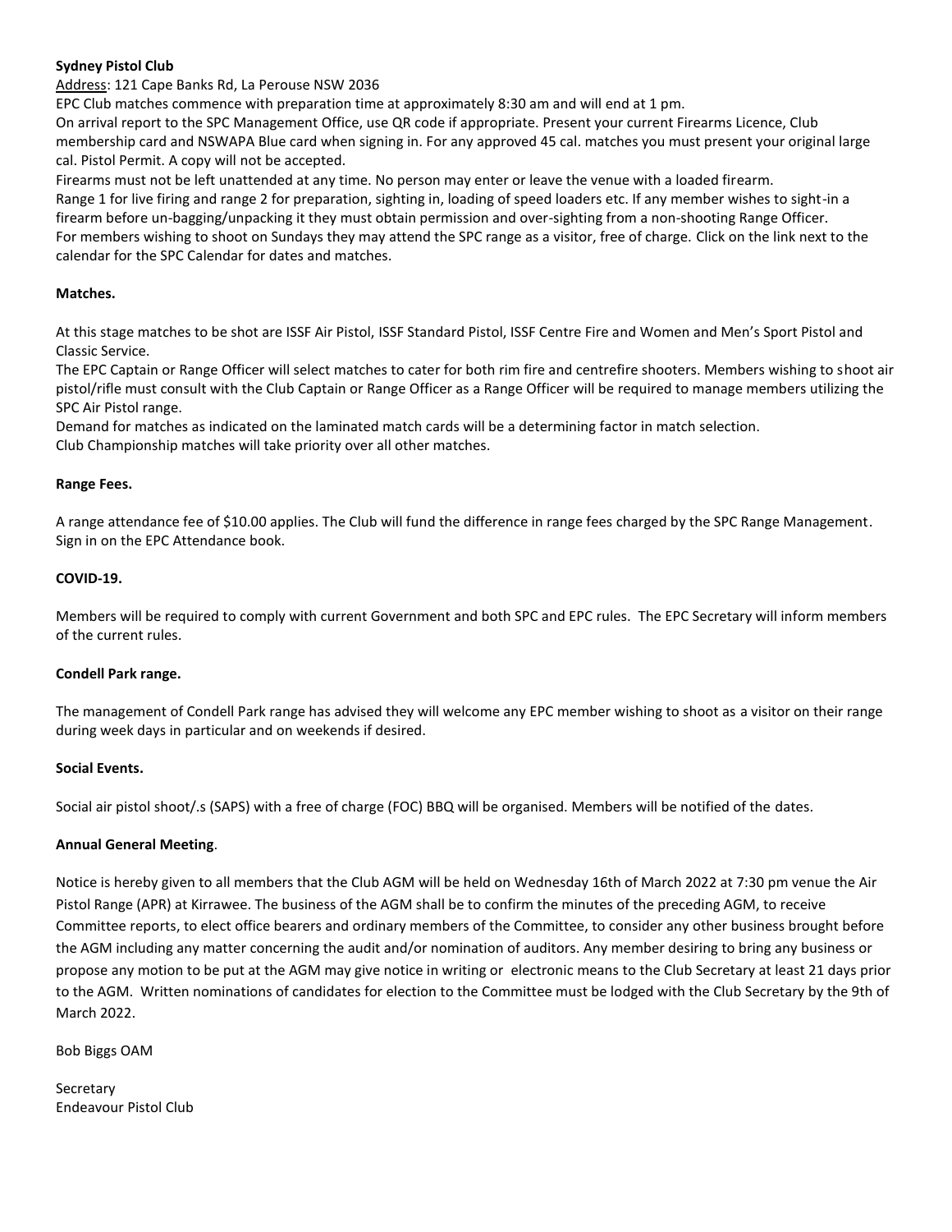**Sydney Pistol Club**

Address: 121 Cape Banks Rd, La Perouse NSW 2036

EPC Club matches commence with preparation time at approximately 8:30 am and will end at 1 pm.

On arrival report to the SPC Management Office, use QR code if appropriate. Present your current Firearms Licence, Club membership card and NSWAPA Blue card when signing in. For any approved 45 cal. matches you must present your original large cal. Pistol Permit. A copy will not be accepted.

Firearms must not be left unattended at any time. No person may enter or leave the venue with a loaded firearm.

Range 1 for live firing and range 2 for preparation, sighting in, loading of speed loaders etc. If any member wishes to sight-in a firearm before un-bagging/unpacking it they must obtain permission and over-sighting from a non-shooting Range Officer.

For members wishing to shoot on Sundays they may attend the SPC range as a visitor, free of charge. Click on the link next to the calendar for the SPC Calendar for dates and matches.

**Matches.**

At this stage matches to be shot are ISSF Air Pistol, ISSF Standard Pistol, ISSF Centre Fire and Women and Men's Sport Pistol and Classic Service.

The EPC Captain or Range Officer will select matches to cater for both rim fire and centrefire shooters. Members wishing to shoot air pistol/rifle must consult with the Club Captain or Range Officer as a Range Officer will be required to manage members utilizing the SPC Air Pistol range.

Demand for matches as indicated on the laminated match cards will be a determining factor in match selection.

Club Championship matches will take priority over all other matches.

**Range Fees.**

A range attendance fee of $10.00 applies. The Club will fund the difference in range fees charged by the SPC Range Management. Sign in on the EPC Attendance book.

**COVID-19.**

Members will be required to comply with current Government and both SPC and EPC rules. The EPC Secretary will inform members of the current rules.

**Condell Park range.**

The management of Condell Park range has advised they will welcome any EPC member wishing to shoot as a visitor on their range during week days in particular and on weekends if desired.

**Social Events.**

Social air pistol shoot/.s (SAPS) with a free of charge (FOC) BBQ will be organised. Members will be notified of the dates.

**Annual General Meeting**.

Notice is hereby given to all members that the Club AGM will be held on Wednesday 16th of March 2022 at 7:30 pm venue the Air Pistol Range (APR) at Kirrawee. The business of the AGM shall be to confirm the minutes of the preceding AGM, to receive Committee reports, to elect office bearers and ordinary members of the Committee, to consider any other business brought before the AGM including any matter concerning the audit and/or nomination of auditors. Any member desiring to bring any business or propose any motion to be put at the AGM may give notice in writing or electronic means to the Club Secretary at least 21 days prior to the AGM. Written nominations of candidates for election to the Committee must be lodged with the Club Secretary by the 9th of March 2022.

Bob Biggs OAM

Secretary
Endeavour Pistol Club